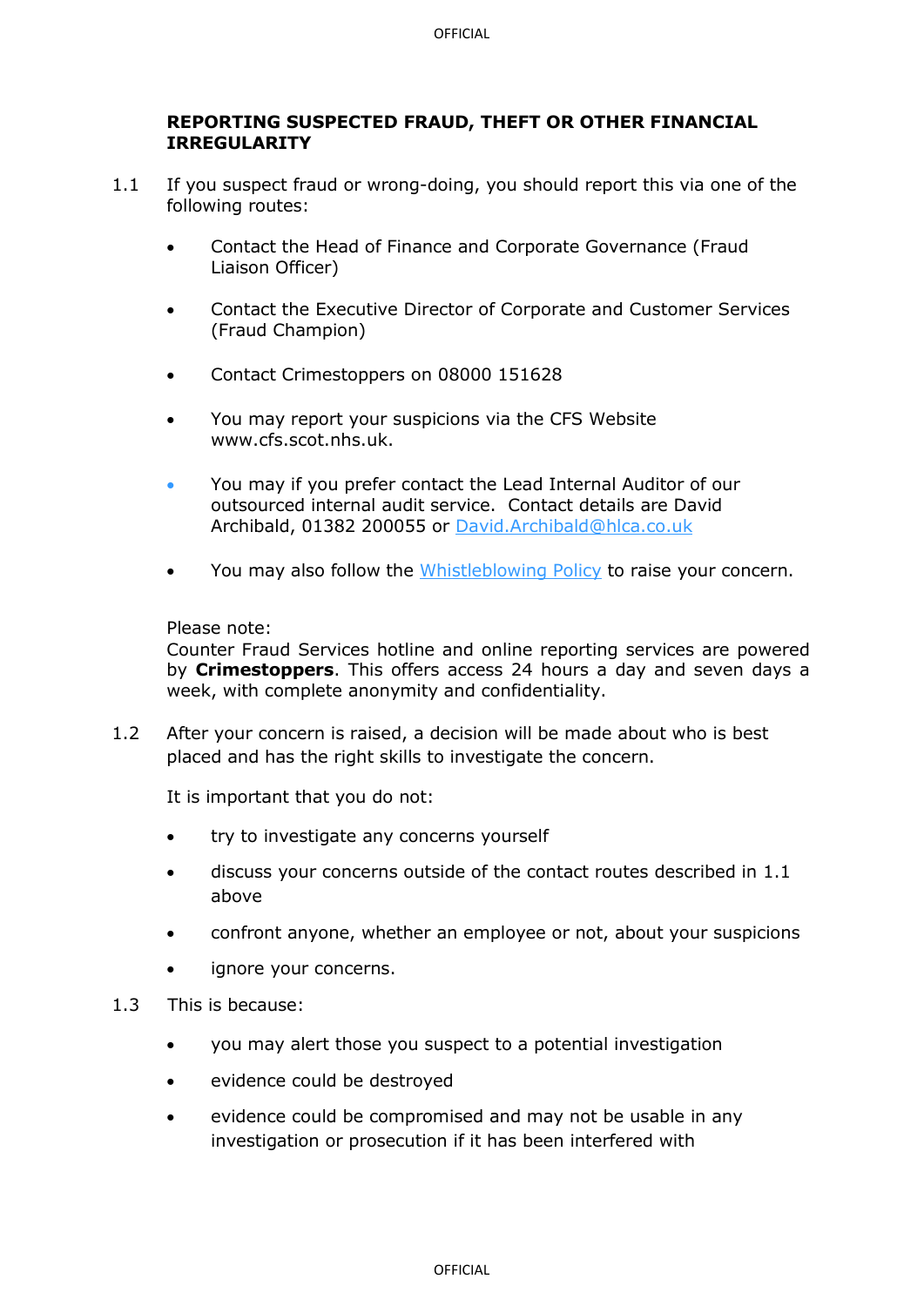## REPORTING SUSPECTED FRAUD, THEFT OR OTHER FINANCIAL IRREGULARITY

1.1 If you suspect fraud or wrong-doing, you should report this via one of the following routes:

- Contact the Head of Finance and Corporate Governance (Fraud Liaison Officer)
- Contact the Executive Director of Corporate and Customer Services (Fraud Champion)
- Contact Crimestoppers on 08000 151628
- You may report your suspicions via the CFS Website www.cfs.scot.nhs.uk.
- You may if you prefer contact the Lead Internal Auditor of our outsourced internal audit service. Contact details are David Archibald, 01382 200055 or David.Archibald@hlca.co.uk
- You may also follow the Whistleblowing Policy to raise your concern.

Please note:
Counter Fraud Services hotline and online reporting services are powered by **Crimestoppers**. This offers access 24 hours a day and seven days a week, with complete anonymity and confidentiality.

1.2 After your concern is raised, a decision will be made about who is best placed and has the right skills to investigate the concern.

It is important that you do not:

- try to investigate any concerns yourself
- discuss your concerns outside of the contact routes described in 1.1 above
- confront anyone, whether an employee or not, about your suspicions
- ignore your concerns.

1.3 This is because:

- you may alert those you suspect to a potential investigation
- evidence could be destroyed
- evidence could be compromised and may not be usable in any investigation or prosecution if it has been interfered with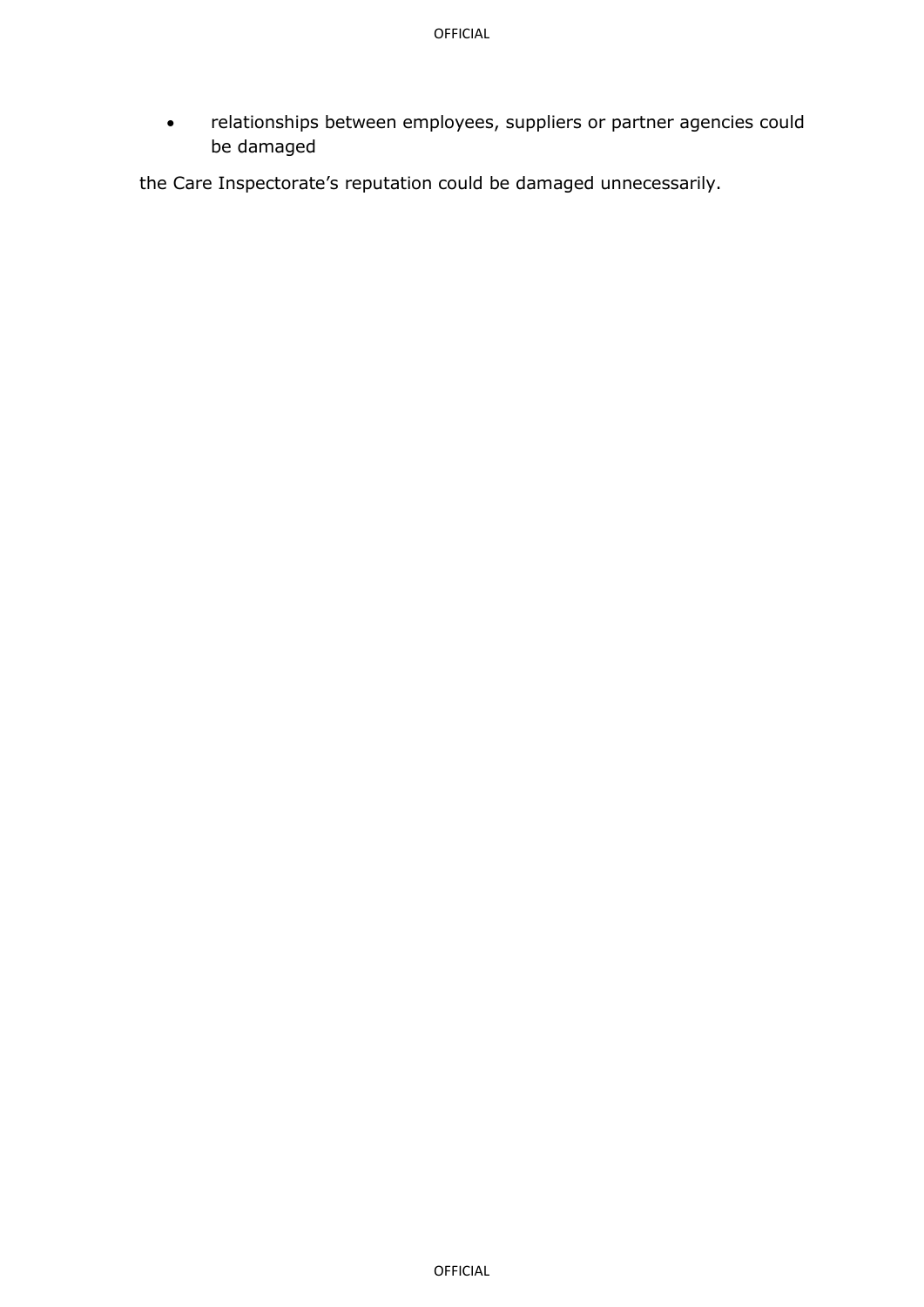- relationships between employees, suppliers or partner agencies could be damaged

the Care Inspectorate's reputation could be damaged unnecessarily.